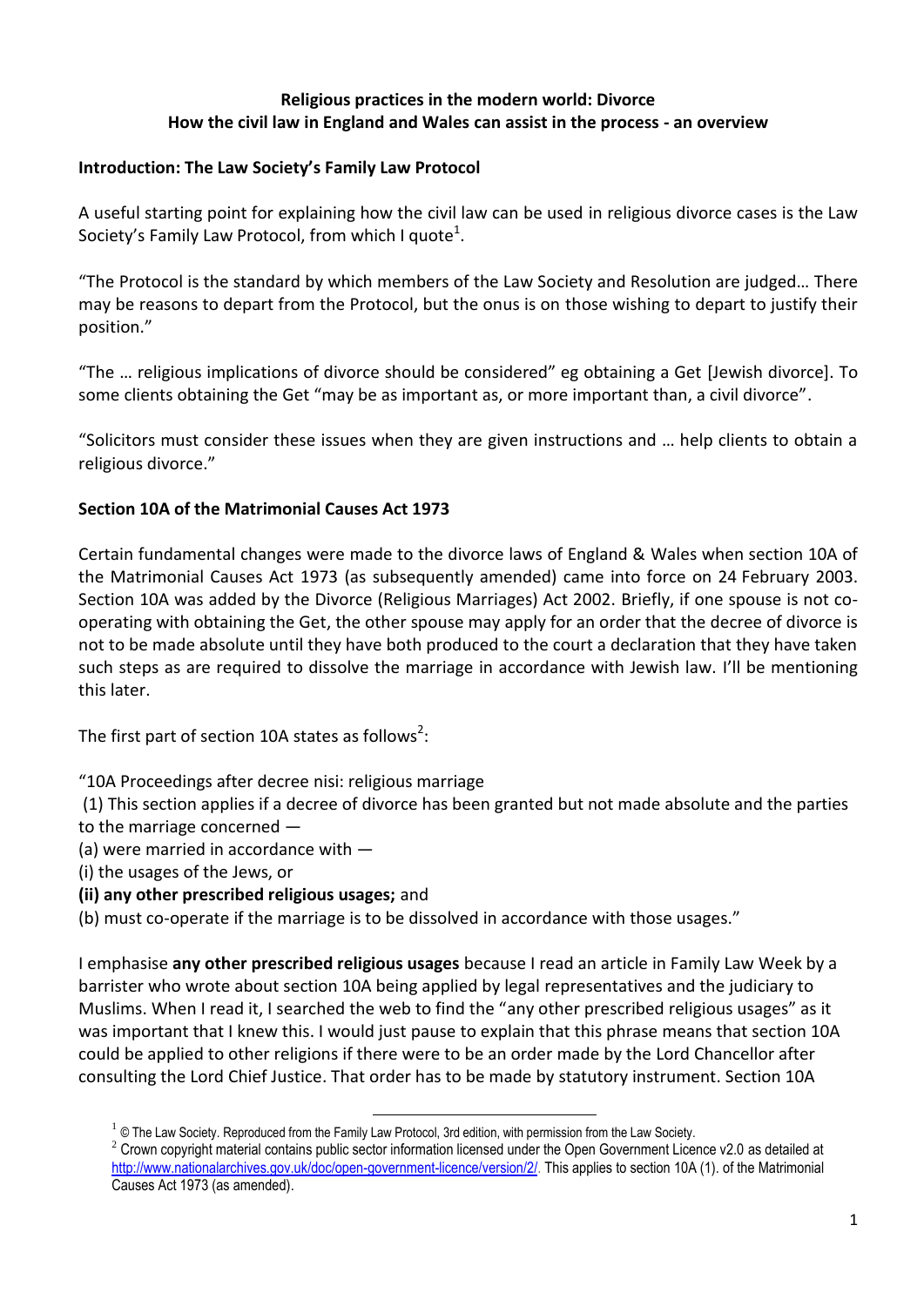**Religious practices in the modern world: Divorce**
**How the civil law in England and Wales can assist in the process - an overview**

## Introduction: The Law Society's Family Law Protocol

A useful starting point for explaining how the civil law can be used in religious divorce cases is the Law Society's Family Law Protocol, from which I quote[1].

"The Protocol is the standard by which members of the Law Society and Resolution are judged… There may be reasons to depart from the Protocol, but the onus is on those wishing to depart to justify their position."

"The … religious implications of divorce should be considered" eg obtaining a Get [Jewish divorce]. To some clients obtaining the Get "may be as important as, or more important than, a civil divorce".

"Solicitors must consider these issues when they are given instructions and … help clients to obtain a religious divorce."

## Section 10A of the Matrimonial Causes Act 1973

Certain fundamental changes were made to the divorce laws of England & Wales when section 10A of the Matrimonial Causes Act 1973 (as subsequently amended) came into force on 24 February 2003. Section 10A was added by the Divorce (Religious Marriages) Act 2002. Briefly, if one spouse is not co-operating with obtaining the Get, the other spouse may apply for an order that the decree of divorce is not to be made absolute until they have both produced to the court a declaration that they have taken such steps as are required to dissolve the marriage in accordance with Jewish law. I'll be mentioning this later.

The first part of section 10A states as follows[2]:

"10A Proceedings after decree nisi: religious marriage

(1) This section applies if a decree of divorce has been granted but not made absolute and the parties to the marriage concerned —

(a) were married in accordance with —

(i) the usages of the Jews, or

**(ii) any other prescribed religious usages;** and

(b) must co-operate if the marriage is to be dissolved in accordance with those usages."

I emphasise **any other prescribed religious usages** because I read an article in Family Law Week by a barrister who wrote about section 10A being applied by legal representatives and the judiciary to Muslims. When I read it, I searched the web to find the "any other prescribed religious usages" as it was important that I knew this. I would just pause to explain that this phrase means that section 10A could be applied to other religions if there were to be an order made by the Lord Chancellor after consulting the Lord Chief Justice. That order has to be made by statutory instrument. Section 10A

---

[1] © The Law Society. Reproduced from the Family Law Protocol, 3rd edition, with permission from the Law Society.

[2] Crown copyright material contains public sector information licensed under the Open Government Licence v2.0 as detailed at http://www.nationalarchives.gov.uk/doc/open-government-licence/version/2/. This applies to section 10A (1). of the Matrimonial Causes Act 1973 (as amended).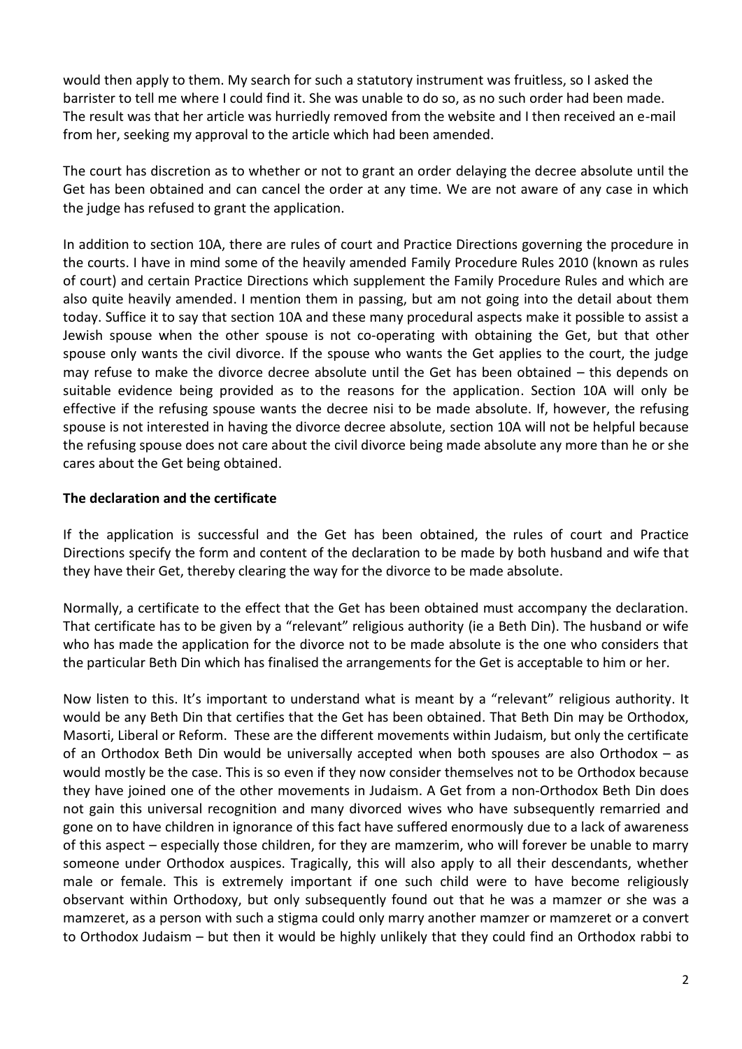would then apply to them. My search for such a statutory instrument was fruitless, so I asked the barrister to tell me where I could find it. She was unable to do so, as no such order had been made. The result was that her article was hurriedly removed from the website and I then received an e-mail from her, seeking my approval to the article which had been amended.

The court has discretion as to whether or not to grant an order delaying the decree absolute until the Get has been obtained and can cancel the order at any time. We are not aware of any case in which the judge has refused to grant the application.

In addition to section 10A, there are rules of court and Practice Directions governing the procedure in the courts. I have in mind some of the heavily amended Family Procedure Rules 2010 (known as rules of court) and certain Practice Directions which supplement the Family Procedure Rules and which are also quite heavily amended. I mention them in passing, but am not going into the detail about them today. Suffice it to say that section 10A and these many procedural aspects make it possible to assist a Jewish spouse when the other spouse is not co-operating with obtaining the Get, but that other spouse only wants the civil divorce. If the spouse who wants the Get applies to the court, the judge may refuse to make the divorce decree absolute until the Get has been obtained – this depends on suitable evidence being provided as to the reasons for the application. Section 10A will only be effective if the refusing spouse wants the decree nisi to be made absolute. If, however, the refusing spouse is not interested in having the divorce decree absolute, section 10A will not be helpful because the refusing spouse does not care about the civil divorce being made absolute any more than he or she cares about the Get being obtained.

**The declaration and the certificate**

If the application is successful and the Get has been obtained, the rules of court and Practice Directions specify the form and content of the declaration to be made by both husband and wife that they have their Get, thereby clearing the way for the divorce to be made absolute.

Normally, a certificate to the effect that the Get has been obtained must accompany the declaration. That certificate has to be given by a "relevant" religious authority (ie a Beth Din). The husband or wife who has made the application for the divorce not to be made absolute is the one who considers that the particular Beth Din which has finalised the arrangements for the Get is acceptable to him or her.

Now listen to this. It's important to understand what is meant by a "relevant" religious authority. It would be any Beth Din that certifies that the Get has been obtained. That Beth Din may be Orthodox, Masorti, Liberal or Reform. These are the different movements within Judaism, but only the certificate of an Orthodox Beth Din would be universally accepted when both spouses are also Orthodox – as would mostly be the case. This is so even if they now consider themselves not to be Orthodox because they have joined one of the other movements in Judaism. A Get from a non-Orthodox Beth Din does not gain this universal recognition and many divorced wives who have subsequently remarried and gone on to have children in ignorance of this fact have suffered enormously due to a lack of awareness of this aspect – especially those children, for they are mamzerim, who will forever be unable to marry someone under Orthodox auspices. Tragically, this will also apply to all their descendants, whether male or female. This is extremely important if one such child were to have become religiously observant within Orthodoxy, but only subsequently found out that he was a mamzer or she was a mamzeret, as a person with such a stigma could only marry another mamzer or mamzeret or a convert to Orthodox Judaism – but then it would be highly unlikely that they could find an Orthodox rabbi to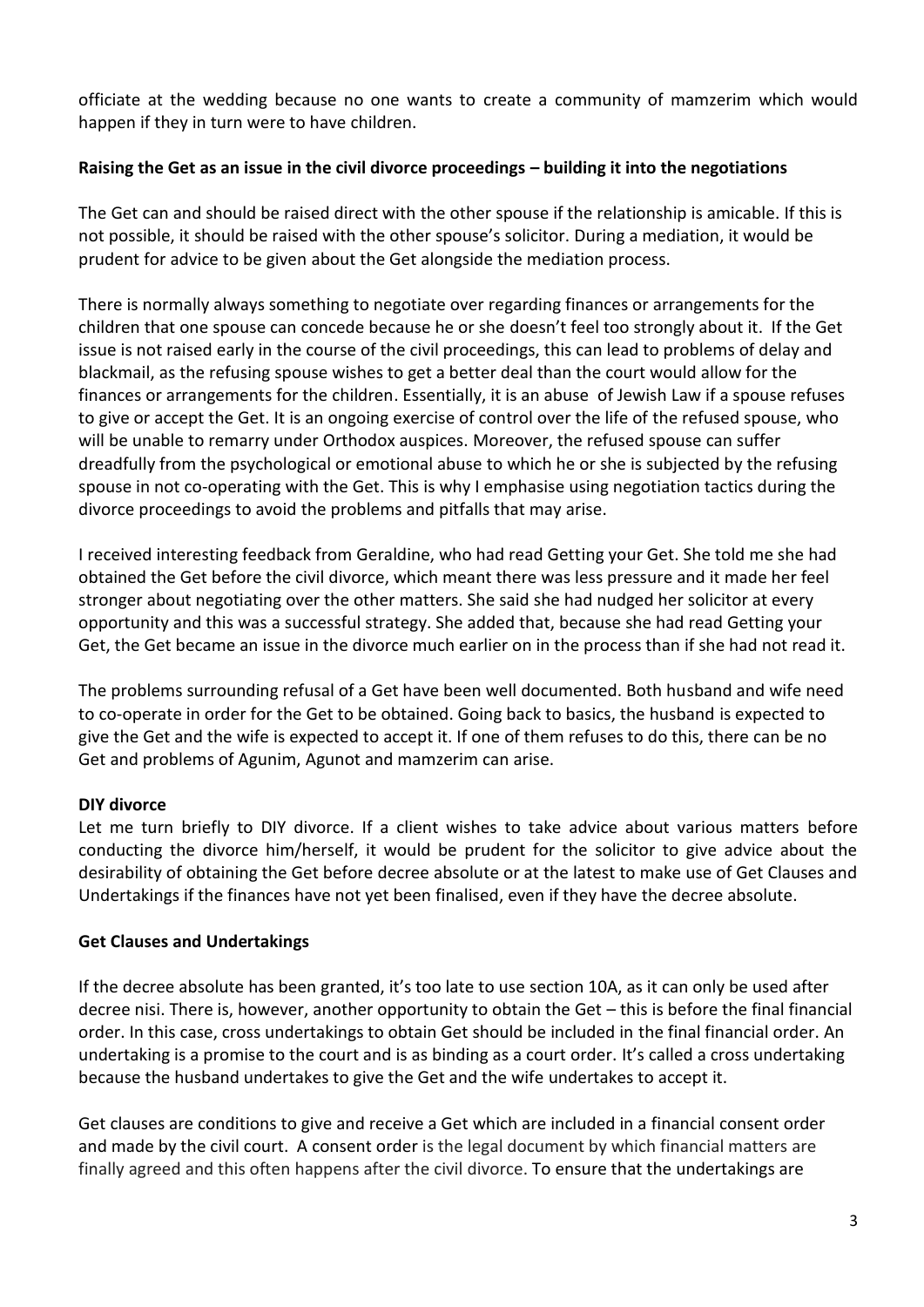officiate at the wedding because no one wants to create a community of mamzerim which would happen if they in turn were to have children.

**Raising the Get as an issue in the civil divorce proceedings – building it into the negotiations**

The Get can and should be raised direct with the other spouse if the relationship is amicable. If this is not possible, it should be raised with the other spouse's solicitor. During a mediation, it would be prudent for advice to be given about the Get alongside the mediation process.

There is normally always something to negotiate over regarding finances or arrangements for the children that one spouse can concede because he or she doesn't feel too strongly about it. If the Get issue is not raised early in the course of the civil proceedings, this can lead to problems of delay and blackmail, as the refusing spouse wishes to get a better deal than the court would allow for the finances or arrangements for the children. Essentially, it is an abuse of Jewish Law if a spouse refuses to give or accept the Get. It is an ongoing exercise of control over the life of the refused spouse, who will be unable to remarry under Orthodox auspices. Moreover, the refused spouse can suffer dreadfully from the psychological or emotional abuse to which he or she is subjected by the refusing spouse in not co-operating with the Get. This is why I emphasise using negotiation tactics during the divorce proceedings to avoid the problems and pitfalls that may arise.

I received interesting feedback from Geraldine, who had read Getting your Get. She told me she had obtained the Get before the civil divorce, which meant there was less pressure and it made her feel stronger about negotiating over the other matters. She said she had nudged her solicitor at every opportunity and this was a successful strategy. She added that, because she had read Getting your Get, the Get became an issue in the divorce much earlier on in the process than if she had not read it.

The problems surrounding refusal of a Get have been well documented. Both husband and wife need to co-operate in order for the Get to be obtained. Going back to basics, the husband is expected to give the Get and the wife is expected to accept it. If one of them refuses to do this, there can be no Get and problems of Agunim, Agunot and mamzerim can arise.

**DIY divorce**

Let me turn briefly to DIY divorce. If a client wishes to take advice about various matters before conducting the divorce him/herself, it would be prudent for the solicitor to give advice about the desirability of obtaining the Get before decree absolute or at the latest to make use of Get Clauses and Undertakings if the finances have not yet been finalised, even if they have the decree absolute.

**Get Clauses and Undertakings**

If the decree absolute has been granted, it's too late to use section 10A, as it can only be used after decree nisi. There is, however, another opportunity to obtain the Get – this is before the final financial order. In this case, cross undertakings to obtain Get should be included in the final financial order. An undertaking is a promise to the court and is as binding as a court order. It's called a cross undertaking because the husband undertakes to give the Get and the wife undertakes to accept it.

Get clauses are conditions to give and receive a Get which are included in a financial consent order and made by the civil court. A consent order is the legal document by which financial matters are finally agreed and this often happens after the civil divorce. To ensure that the undertakings are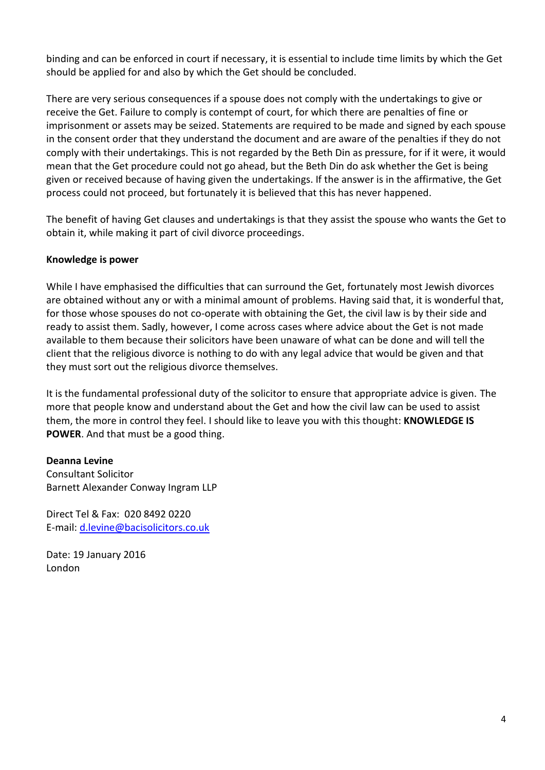binding and can be enforced in court if necessary, it is essential to include time limits by which the Get should be applied for and also by which the Get should be concluded.

There are very serious consequences if a spouse does not comply with the undertakings to give or receive the Get. Failure to comply is contempt of court, for which there are penalties of fine or imprisonment or assets may be seized. Statements are required to be made and signed by each spouse in the consent order that they understand the document and are aware of the penalties if they do not comply with their undertakings. This is not regarded by the Beth Din as pressure, for if it were, it would mean that the Get procedure could not go ahead, but the Beth Din do ask whether the Get is being given or received because of having given the undertakings. If the answer is in the affirmative, the Get process could not proceed, but fortunately it is believed that this has never happened.

The benefit of having Get clauses and undertakings is that they assist the spouse who wants the Get to obtain it, while making it part of civil divorce proceedings.

**Knowledge is power**

While I have emphasised the difficulties that can surround the Get, fortunately most Jewish divorces are obtained without any or with a minimal amount of problems. Having said that, it is wonderful that, for those whose spouses do not co-operate with obtaining the Get, the civil law is by their side and ready to assist them. Sadly, however, I come across cases where advice about the Get is not made available to them because their solicitors have been unaware of what can be done and will tell the client that the religious divorce is nothing to do with any legal advice that would be given and that they must sort out the religious divorce themselves.

It is the fundamental professional duty of the solicitor to ensure that appropriate advice is given. The more that people know and understand about the Get and how the civil law can be used to assist them, the more in control they feel. I should like to leave you with this thought: **KNOWLEDGE IS POWER**. And that must be a good thing.

**Deanna Levine**
Consultant Solicitor
Barnett Alexander Conway Ingram LLP

Direct Tel & Fax: 020 8492 0220
E-mail: d.levine@bacisolicitors.co.uk

Date: 19 January 2016
London